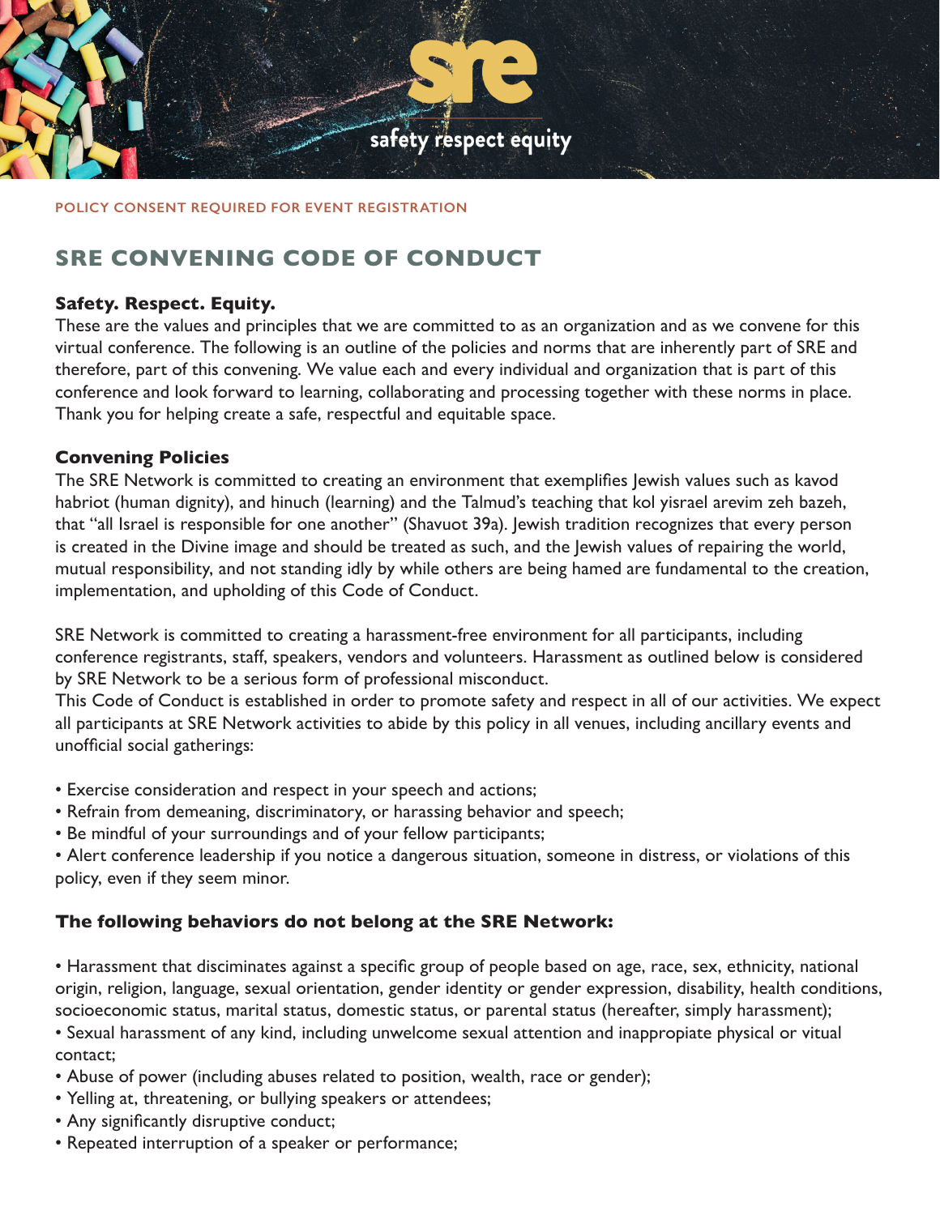sre

safety respect equity

POLICY CONSENT REQUIRED FOR EVENT REGISTRATION

# SRE CONVENING CODE OF CONDUCT

### Safety. Respect. Equity.

These are the values and principles that we are committed to as an organization and as we convene for this virtual conference. The following is an outline of the policies and norms that are inherently part of SRE and therefore, part of this convening. We value each and every individual and organization that is part of this conference and look forward to learning, collaborating and processing together with these norms in place. Thank you for helping create a safe, respectful and equitable space.

### Convening Policies

The SRE Network is committed to creating an environment that exemplifies Jewish values such as kavod habriot (human dignity), and hinuch (learning) and the Talmud's teaching that kol yisrael arevim zeh bazeh, that "all Israel is responsible for one another" (Shavuot 39a). Jewish tradition recognizes that every person is created in the Divine image and should be treated as such, and the Jewish values of repairing the world, mutual responsibility, and not standing idly by while others are being hamed are fundamental to the creation, implementation, and upholding of this Code of Conduct.

SRE Network is committed to creating a harassment-free environment for all participants, including conference registrants, staff, speakers, vendors and volunteers. Harassment as outlined below is considered by SRE Network to be a serious form of professional misconduct.
This Code of Conduct is established in order to promote safety and respect in all of our activities. We expect all participants at SRE Network activities to abide by this policy in all venues, including ancillary events and unofficial social gatherings:

- Exercise consideration and respect in your speech and actions;
- Refrain from demeaning, discriminatory, or harassing behavior and speech;
- Be mindful of your surroundings and of your fellow participants;
- Alert conference leadership if you notice a dangerous situation, someone in distress, or violations of this policy, even if they seem minor.

### The following behaviors do not belong at the SRE Network:

- Harassment that discriminates against a specific group of people based on age, race, sex, ethnicity, national origin, religion, language, sexual orientation, gender identity or gender expression, disability, health conditions, socioeconomic status, marital status, domestic status, or parental status (hereafter, simply harassment);
- Sexual harassment of any kind, including unwelcome sexual attention and inappropiate physical or vitual contact;
- Abuse of power (including abuses related to position, wealth, race or gender);
- Yelling at, threatening, or bullying speakers or attendees;
- Any significantly disruptive conduct;
- Repeated interruption of a speaker or performance;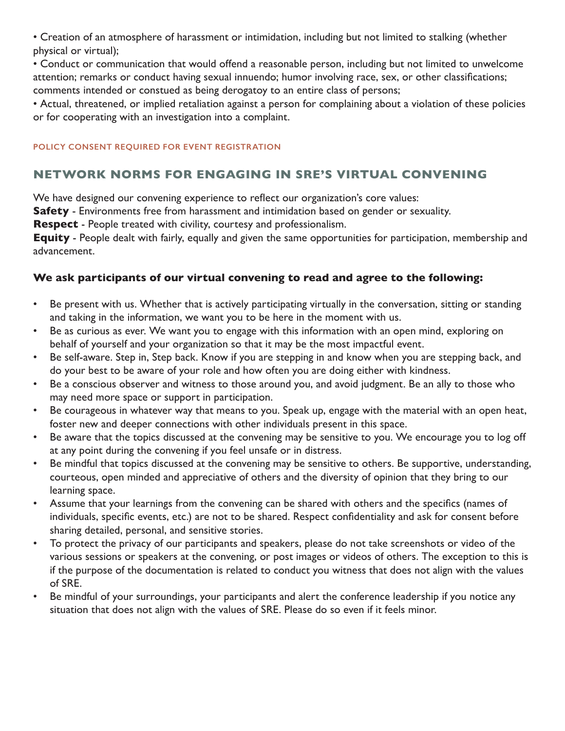- Creation of an atmosphere of harassment or intimidation, including but not limited to stalking (whether physical or virtual);
- Conduct or communication that would offend a reasonable person, including but not limited to unwelcome attention; remarks or conduct having sexual innuendo; humor involving race, sex, or other classifications; comments intended or constued as being derogatoy to an entire class of persons;
- Actual, threatened, or implied retaliation against a person for complaining about a violation of these policies or for cooperating with an investigation into a complaint.

**POLICY CONSENT REQUIRED FOR EVENT REGISTRATION**

## NETWORK NORMS FOR ENGAGING IN SRE'S VIRTUAL CONVENING

We have designed our convening experience to reflect our organization's core values:
**Safety** - Environments free from harassment and intimidation based on gender or sexuality.
**Respect** - People treated with civility, courtesy and professionalism.
**Equity** - People dealt with fairly, equally and given the same opportunities for participation, membership and advancement.

### We ask participants of our virtual convening to read and agree to the following:

- Be present with us. Whether that is actively participating virtually in the conversation, sitting or standing and taking in the information, we want you to be here in the moment with us.
- Be as curious as ever. We want you to engage with this information with an open mind, exploring on behalf of yourself and your organization so that it may be the most impactful event.
- Be self-aware. Step in, Step back. Know if you are stepping in and know when you are stepping back, and do your best to be aware of your role and how often you are doing either with kindness.
- Be a conscious observer and witness to those around you, and avoid judgment. Be an ally to those who may need more space or support in participation.
- Be courageous in whatever way that means to you. Speak up, engage with the material with an open heat, foster new and deeper connections with other individuals present in this space.
- Be aware that the topics discussed at the convening may be sensitive to you. We encourage you to log off at any point during the convening if you feel unsafe or in distress.
- Be mindful that topics discussed at the convening may be sensitive to others. Be supportive, understanding, courteous, open minded and appreciative of others and the diversity of opinion that they bring to our learning space.
- Assume that your learnings from the convening can be shared with others and the specifics (names of individuals, specific events, etc.) are not to be shared. Respect confidentiality and ask for consent before sharing detailed, personal, and sensitive stories.
- To protect the privacy of our participants and speakers, please do not take screenshots or video of the various sessions or speakers at the convening, or post images or videos of others. The exception to this is if the purpose of the documentation is related to conduct you witness that does not align with the values of SRE.
- Be mindful of your surroundings, your participants and alert the conference leadership if you notice any situation that does not align with the values of SRE. Please do so even if it feels minor.